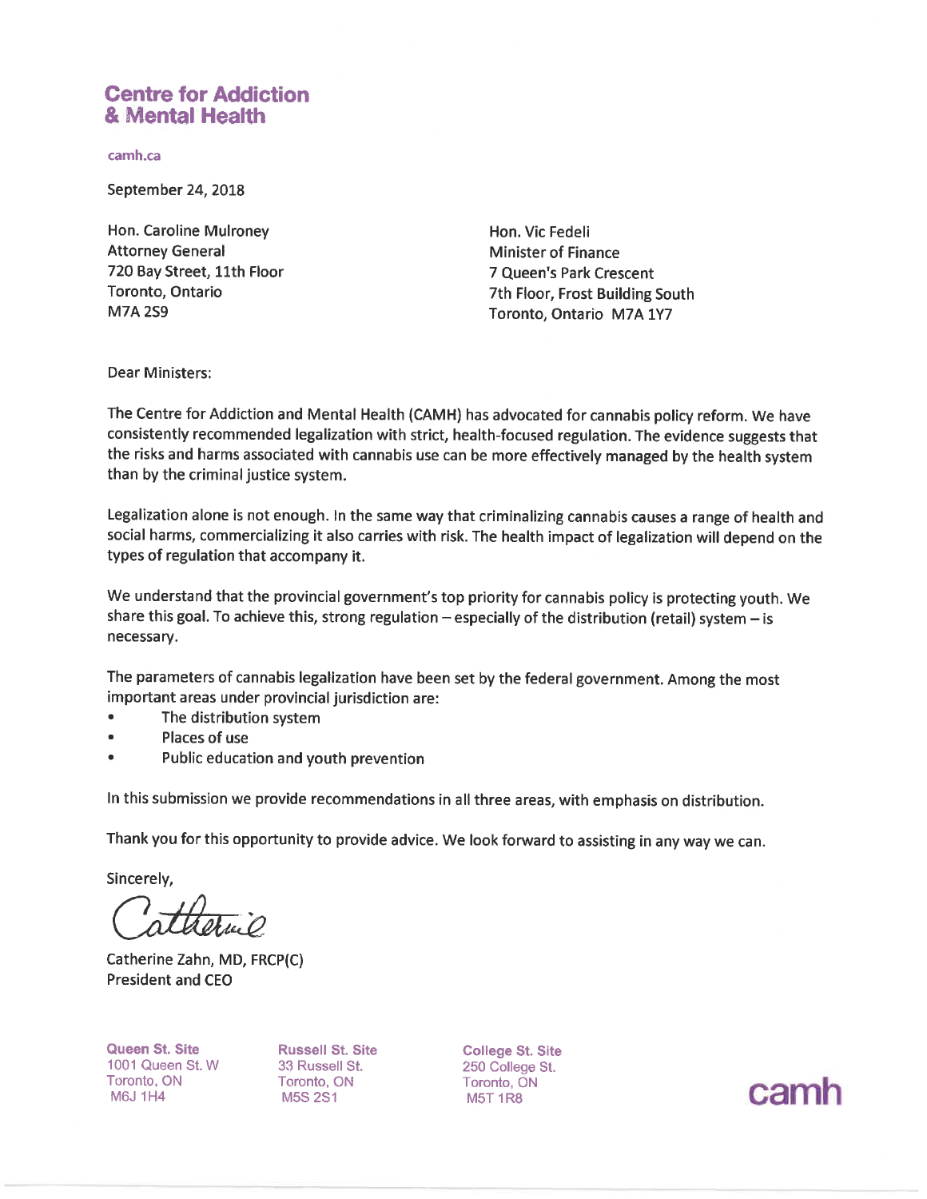# Centre for Addiction & Mental Health

camh.ca

September 24, 2018

Hon. Caroline Mulroney
Attorney General
720 Bay Street, 11th Floor
Toronto, Ontario
M7A 2S9

Hon. Vic Fedeli
Minister of Finance
7 Queen's Park Crescent
7th Floor, Frost Building South
Toronto, Ontario M7A 1Y7

Dear Ministers:

The Centre for Addiction and Mental Health (CAMH) has advocated for cannabis policy reform. We have consistently recommended legalization with strict, health-focused regulation. The evidence suggests that the risks and harms associated with cannabis use can be more effectively managed by the health system than by the criminal justice system.

Legalization alone is not enough. In the same way that criminalizing cannabis causes a range of health and social harms, commercializing it also carries with risk. The health impact of legalization will depend on the types of regulation that accompany it.

We understand that the provincial government's top priority for cannabis policy is protecting youth. We share this goal. To achieve this, strong regulation – especially of the distribution (retail) system – is necessary.

The parameters of cannabis legalization have been set by the federal government. Among the most important areas under provincial jurisdiction are:

- The distribution system
- Places of use
- Public education and youth prevention

In this submission we provide recommendations in all three areas, with emphasis on distribution.

Thank you for this opportunity to provide advice. We look forward to assisting in any way we can.

Sincerely,

Catherine

Catherine Zahn, MD, FRCP(C)
President and CEO

**Queen St. Site**
1001 Queen St. W
Toronto, ON
M6J 1H4

**Russell St. Site**
33 Russell St.
Toronto, ON
M5S 2S1

**College St. Site**
250 College St.
Toronto, ON
M5T 1R8

camh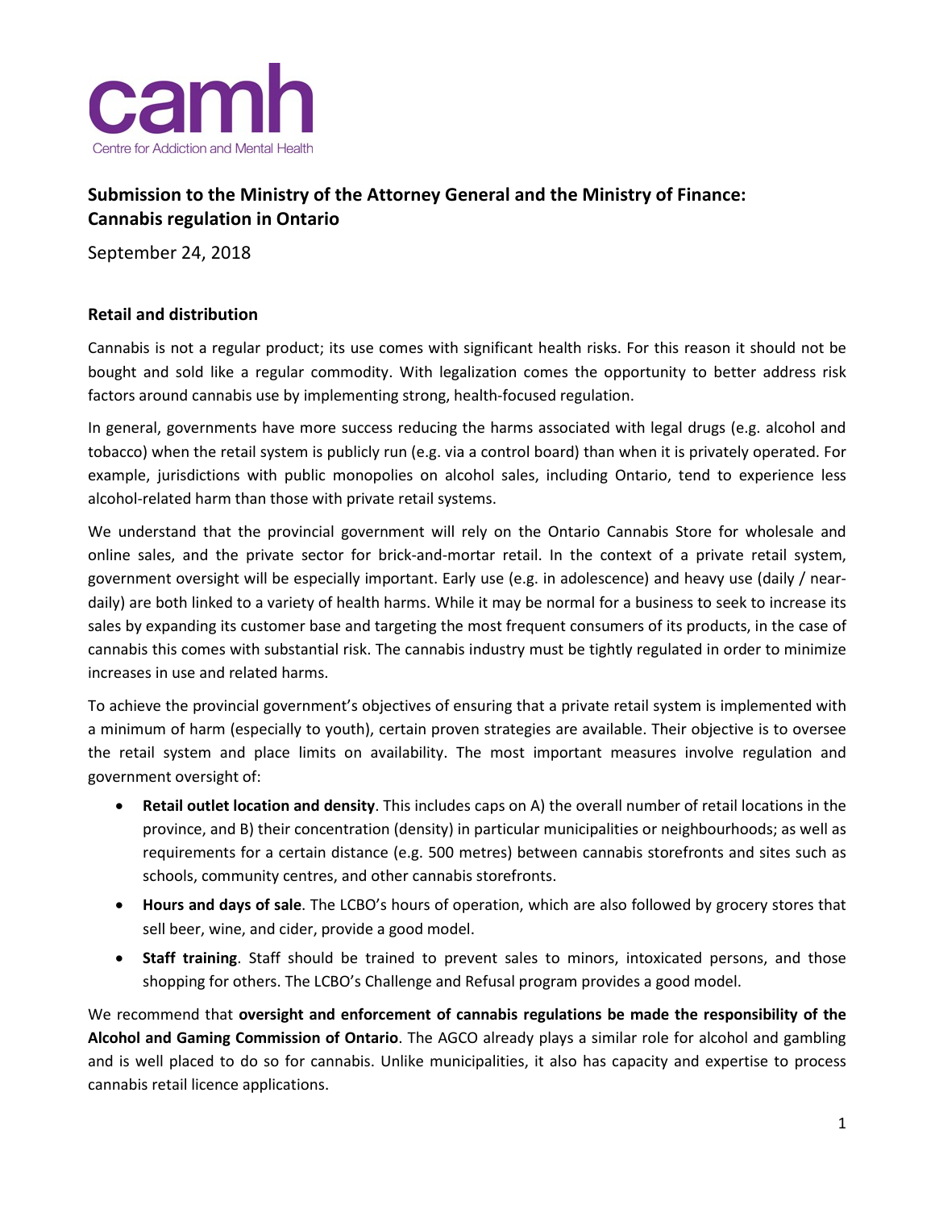camh

Centre for Addiction and Mental Health

# Submission to the Ministry of the Attorney General and the Ministry of Finance: Cannabis regulation in Ontario

September 24, 2018

## Retail and distribution

Cannabis is not a regular product; its use comes with significant health risks. For this reason it should not be bought and sold like a regular commodity. With legalization comes the opportunity to better address risk factors around cannabis use by implementing strong, health-focused regulation.

In general, governments have more success reducing the harms associated with legal drugs (e.g. alcohol and tobacco) when the retail system is publicly run (e.g. via a control board) than when it is privately operated. For example, jurisdictions with public monopolies on alcohol sales, including Ontario, tend to experience less alcohol-related harm than those with private retail systems.

We understand that the provincial government will rely on the Ontario Cannabis Store for wholesale and online sales, and the private sector for brick-and-mortar retail. In the context of a private retail system, government oversight will be especially important. Early use (e.g. in adolescence) and heavy use (daily / near-daily) are both linked to a variety of health harms. While it may be normal for a business to seek to increase its sales by expanding its customer base and targeting the most frequent consumers of its products, in the case of cannabis this comes with substantial risk. The cannabis industry must be tightly regulated in order to minimize increases in use and related harms.

To achieve the provincial government's objectives of ensuring that a private retail system is implemented with a minimum of harm (especially to youth), certain proven strategies are available. Their objective is to oversee the retail system and place limits on availability. The most important measures involve regulation and government oversight of:

- **Retail outlet location and density**. This includes caps on A) the overall number of retail locations in the province, and B) their concentration (density) in particular municipalities or neighbourhoods; as well as requirements for a certain distance (e.g. 500 metres) between cannabis storefronts and sites such as schools, community centres, and other cannabis storefronts.
- **Hours and days of sale**. The LCBO's hours of operation, which are also followed by grocery stores that sell beer, wine, and cider, provide a good model.
- **Staff training**. Staff should be trained to prevent sales to minors, intoxicated persons, and those shopping for others. The LCBO's Challenge and Refusal program provides a good model.

We recommend that **oversight and enforcement of cannabis regulations be made the responsibility of the Alcohol and Gaming Commission of Ontario**. The AGCO already plays a similar role for alcohol and gambling and is well placed to do so for cannabis. Unlike municipalities, it also has capacity and expertise to process cannabis retail licence applications.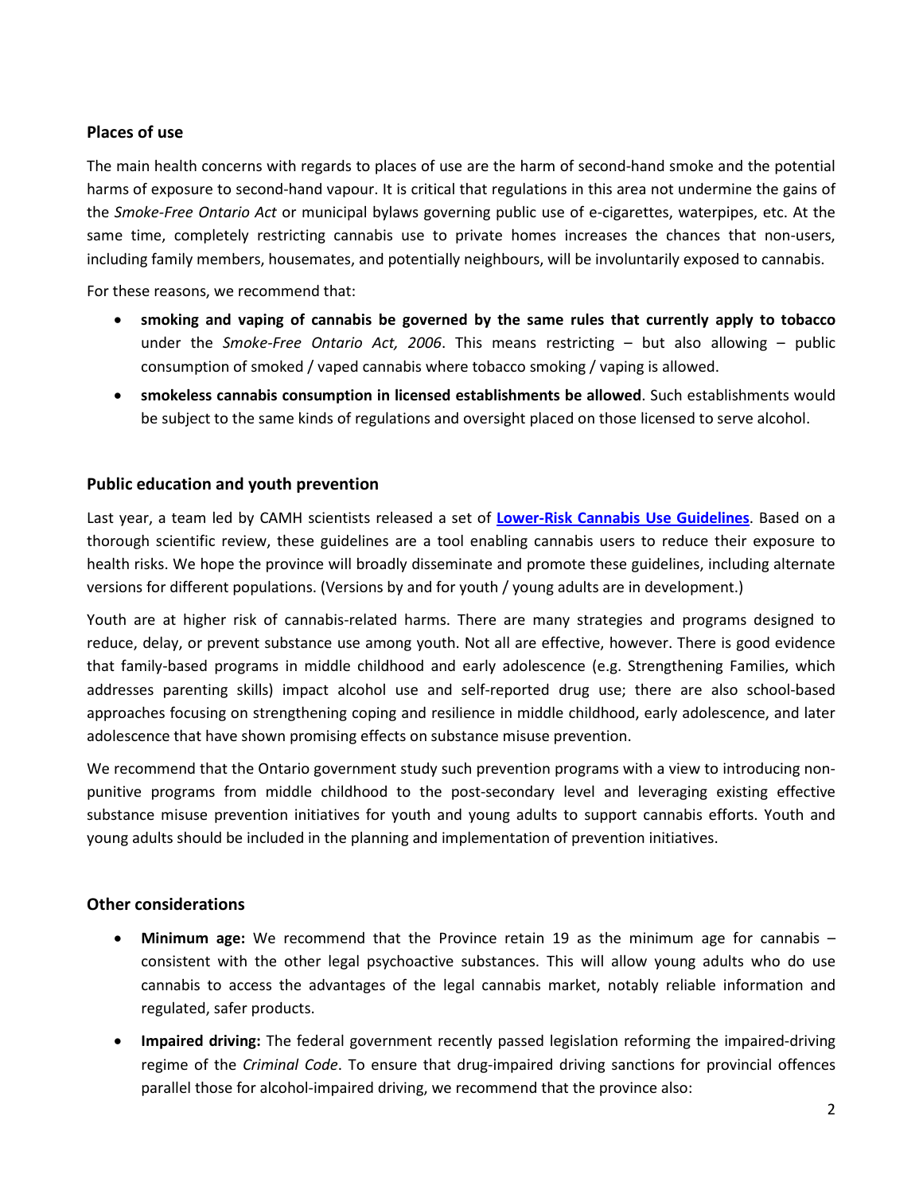### Places of use

The main health concerns with regards to places of use are the harm of second-hand smoke and the potential harms of exposure to second-hand vapour. It is critical that regulations in this area not undermine the gains of the *Smoke-Free Ontario Act* or municipal bylaws governing public use of e-cigarettes, waterpipes, etc. At the same time, completely restricting cannabis use to private homes increases the chances that non-users, including family members, housemates, and potentially neighbours, will be involuntarily exposed to cannabis.

For these reasons, we recommend that:

- **smoking and vaping of cannabis be governed by the same rules that currently apply to tobacco** under the *Smoke-Free Ontario Act, 2006*. This means restricting – but also allowing – public consumption of smoked / vaped cannabis where tobacco smoking / vaping is allowed.
- **smokeless cannabis consumption in licensed establishments be allowed**. Such establishments would be subject to the same kinds of regulations and oversight placed on those licensed to serve alcohol.

### Public education and youth prevention

Last year, a team led by CAMH scientists released a set of **Lower-Risk Cannabis Use Guidelines**. Based on a thorough scientific review, these guidelines are a tool enabling cannabis users to reduce their exposure to health risks. We hope the province will broadly disseminate and promote these guidelines, including alternate versions for different populations. (Versions by and for youth / young adults are in development.)

Youth are at higher risk of cannabis-related harms. There are many strategies and programs designed to reduce, delay, or prevent substance use among youth. Not all are effective, however. There is good evidence that family-based programs in middle childhood and early adolescence (e.g. Strengthening Families, which addresses parenting skills) impact alcohol use and self-reported drug use; there are also school-based approaches focusing on strengthening coping and resilience in middle childhood, early adolescence, and later adolescence that have shown promising effects on substance misuse prevention.

We recommend that the Ontario government study such prevention programs with a view to introducing non-punitive programs from middle childhood to the post-secondary level and leveraging existing effective substance misuse prevention initiatives for youth and young adults to support cannabis efforts. Youth and young adults should be included in the planning and implementation of prevention initiatives.

### Other considerations

- **Minimum age:** We recommend that the Province retain 19 as the minimum age for cannabis – consistent with the other legal psychoactive substances. This will allow young adults who do use cannabis to access the advantages of the legal cannabis market, notably reliable information and regulated, safer products.
- **Impaired driving:** The federal government recently passed legislation reforming the impaired-driving regime of the *Criminal Code*. To ensure that drug-impaired driving sanctions for provincial offences parallel those for alcohol-impaired driving, we recommend that the province also: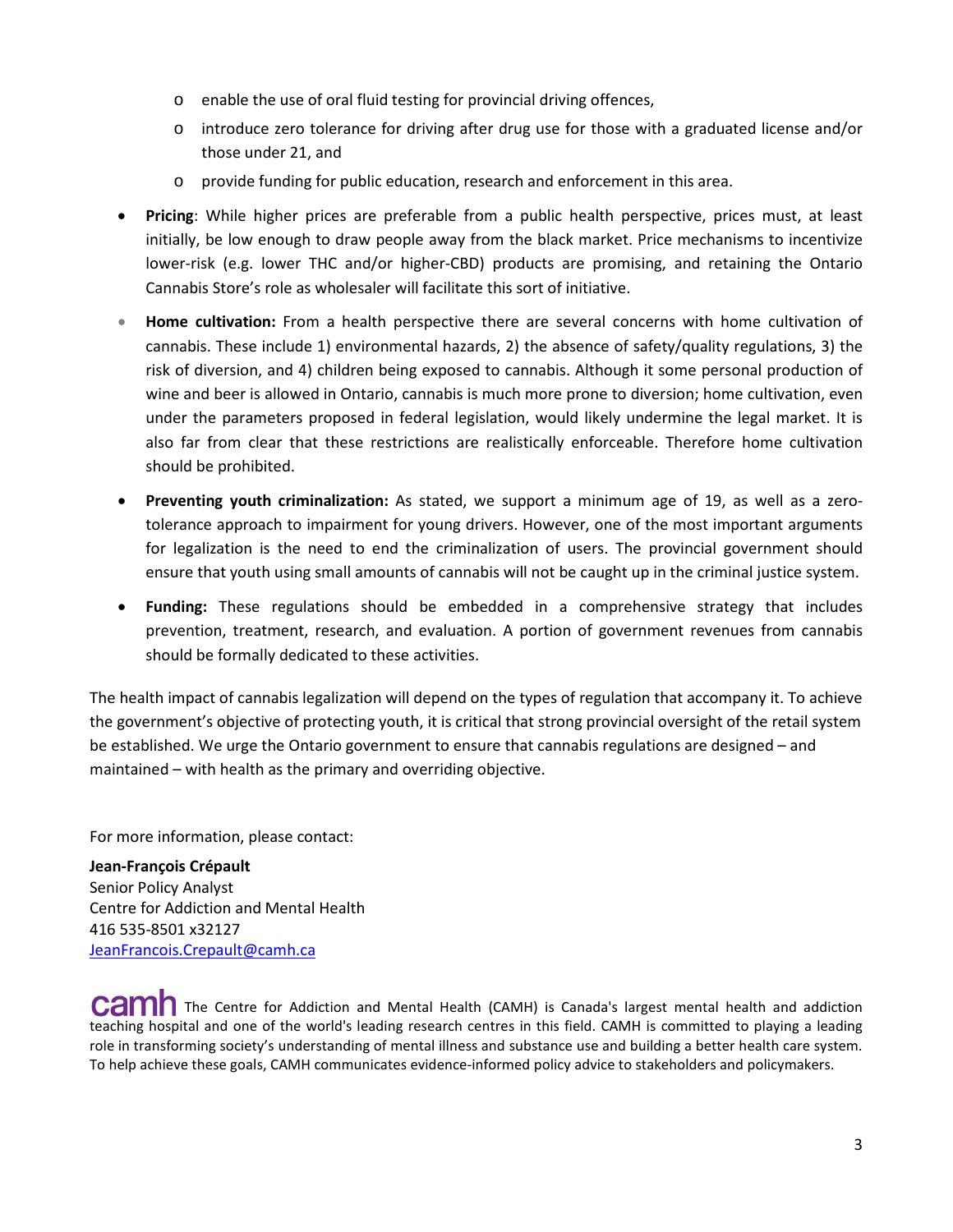- enable the use of oral fluid testing for provincial driving offences,
   - introduce zero tolerance for driving after drug use for those with a graduated license and/or those under 21, and
   - provide funding for public education, research and enforcement in this area.

- **Pricing**: While higher prices are preferable from a public health perspective, prices must, at least initially, be low enough to draw people away from the black market. Price mechanisms to incentivize lower-risk (e.g. lower THC and/or higher-CBD) products are promising, and retaining the Ontario Cannabis Store's role as wholesaler will facilitate this sort of initiative.
- **Home cultivation:** From a health perspective there are several concerns with home cultivation of cannabis. These include 1) environmental hazards, 2) the absence of safety/quality regulations, 3) the risk of diversion, and 4) children being exposed to cannabis. Although it some personal production of wine and beer is allowed in Ontario, cannabis is much more prone to diversion; home cultivation, even under the parameters proposed in federal legislation, would likely undermine the legal market. It is also far from clear that these restrictions are realistically enforceable. Therefore home cultivation should be prohibited.
- **Preventing youth criminalization:** As stated, we support a minimum age of 19, as well as a zero-tolerance approach to impairment for young drivers. However, one of the most important arguments for legalization is the need to end the criminalization of users. The provincial government should ensure that youth using small amounts of cannabis will not be caught up in the criminal justice system.
- **Funding:** These regulations should be embedded in a comprehensive strategy that includes prevention, treatment, research, and evaluation. A portion of government revenues from cannabis should be formally dedicated to these activities.

The health impact of cannabis legalization will depend on the types of regulation that accompany it. To achieve the government's objective of protecting youth, it is critical that strong provincial oversight of the retail system be established. We urge the Ontario government to ensure that cannabis regulations are designed – and maintained – with health as the primary and overriding objective.

For more information, please contact:

**Jean-François Crépault**
Senior Policy Analyst
Centre for Addiction and Mental Health
416 535-8501 x32127
JeanFrancois.Crepault@camh.ca

**camh** The Centre for Addiction and Mental Health (CAMH) is Canada's largest mental health and addiction teaching hospital and one of the world's leading research centres in this field. CAMH is committed to playing a leading role in transforming society's understanding of mental illness and substance use and building a better health care system. To help achieve these goals, CAMH communicates evidence-informed policy advice to stakeholders and policymakers.